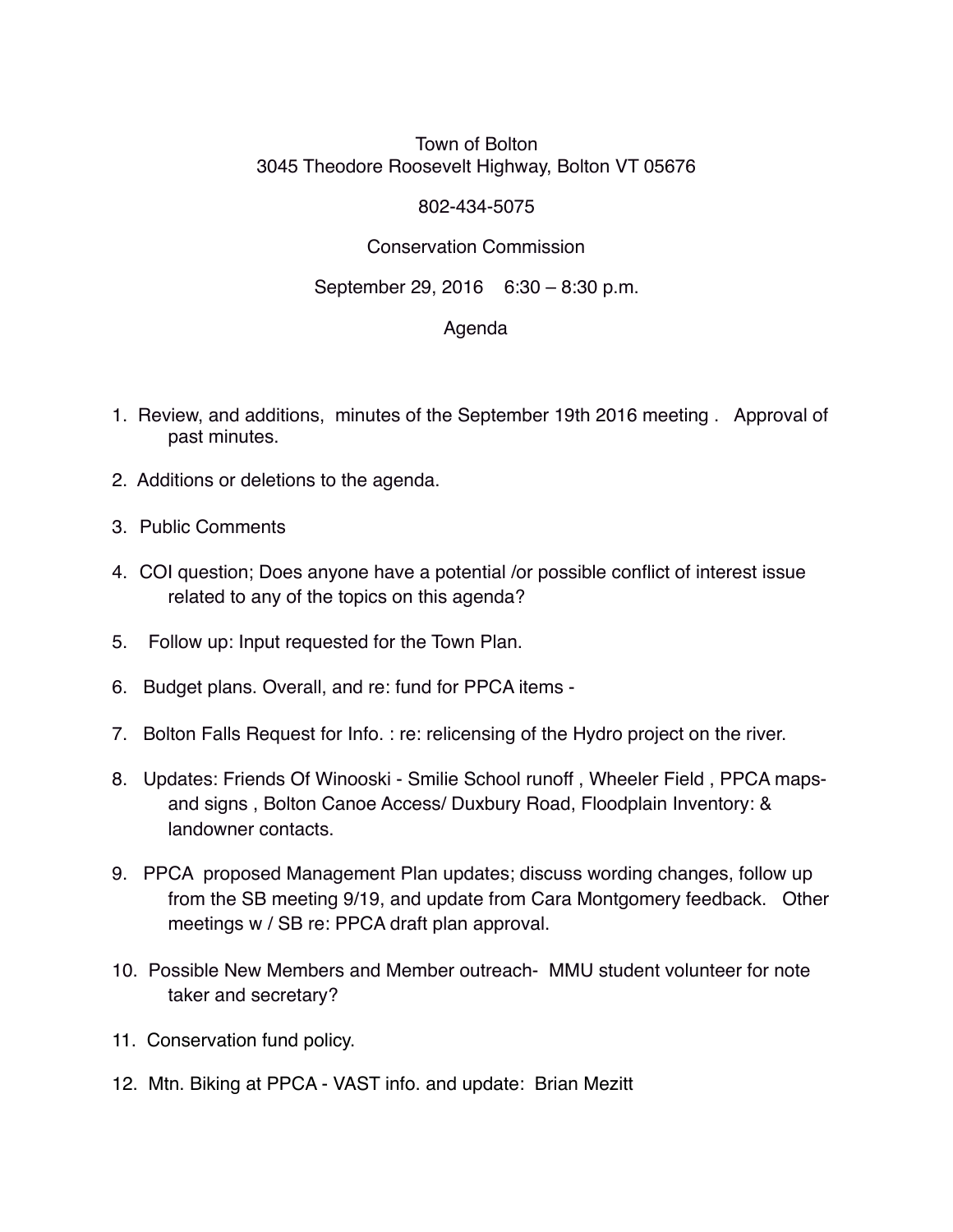Town of Bolton
3045 Theodore Roosevelt Highway, Bolton VT 05676

802-434-5075

Conservation Commission

September 29, 2016 6:30 – 8:30 p.m.

Agenda

1. Review, and additions, minutes of the September 19th 2016 meeting . Approval of past minutes.
2. Additions or deletions to the agenda.
3. Public Comments
4. COI question; Does anyone have a potential /or possible conflict of interest issue related to any of the topics on this agenda?
5. Follow up: Input requested for the Town Plan.
6. Budget plans. Overall, and re: fund for PPCA items -
7. Bolton Falls Request for Info. : re: relicensing of the Hydro project on the river.
8. Updates: Friends Of Winooski - Smilie School runoff , Wheeler Field , PPCA maps- and signs , Bolton Canoe Access/ Duxbury Road, Floodplain Inventory: & landowner contacts.
9. PPCA proposed Management Plan updates; discuss wording changes, follow up from the SB meeting 9/19, and update from Cara Montgomery feedback. Other meetings w / SB re: PPCA draft plan approval.
10. Possible New Members and Member outreach- MMU student volunteer for note taker and secretary?
11. Conservation fund policy.
12. Mtn. Biking at PPCA - VAST info. and update: Brian Mezitt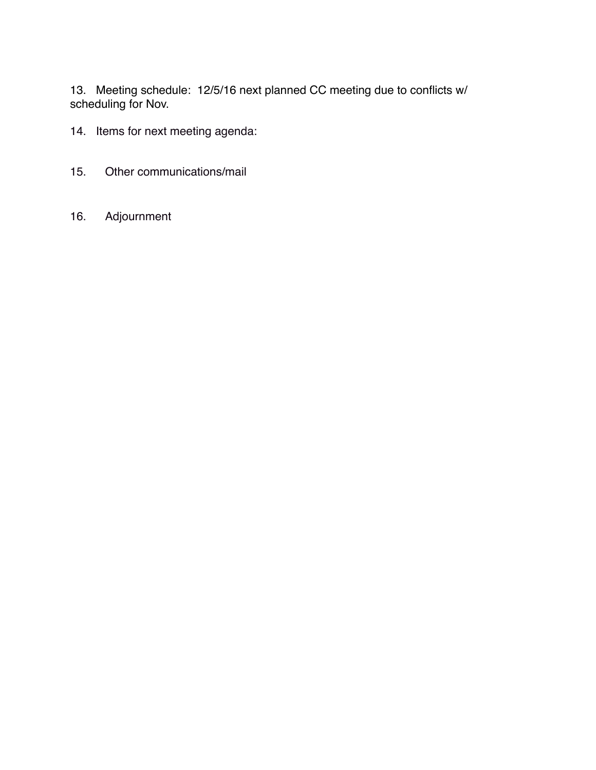13. Meeting schedule: 12/5/16 next planned CC meeting due to conflicts w/ scheduling for Nov.

14. Items for next meeting agenda:

15. Other communications/mail

16. Adjournment